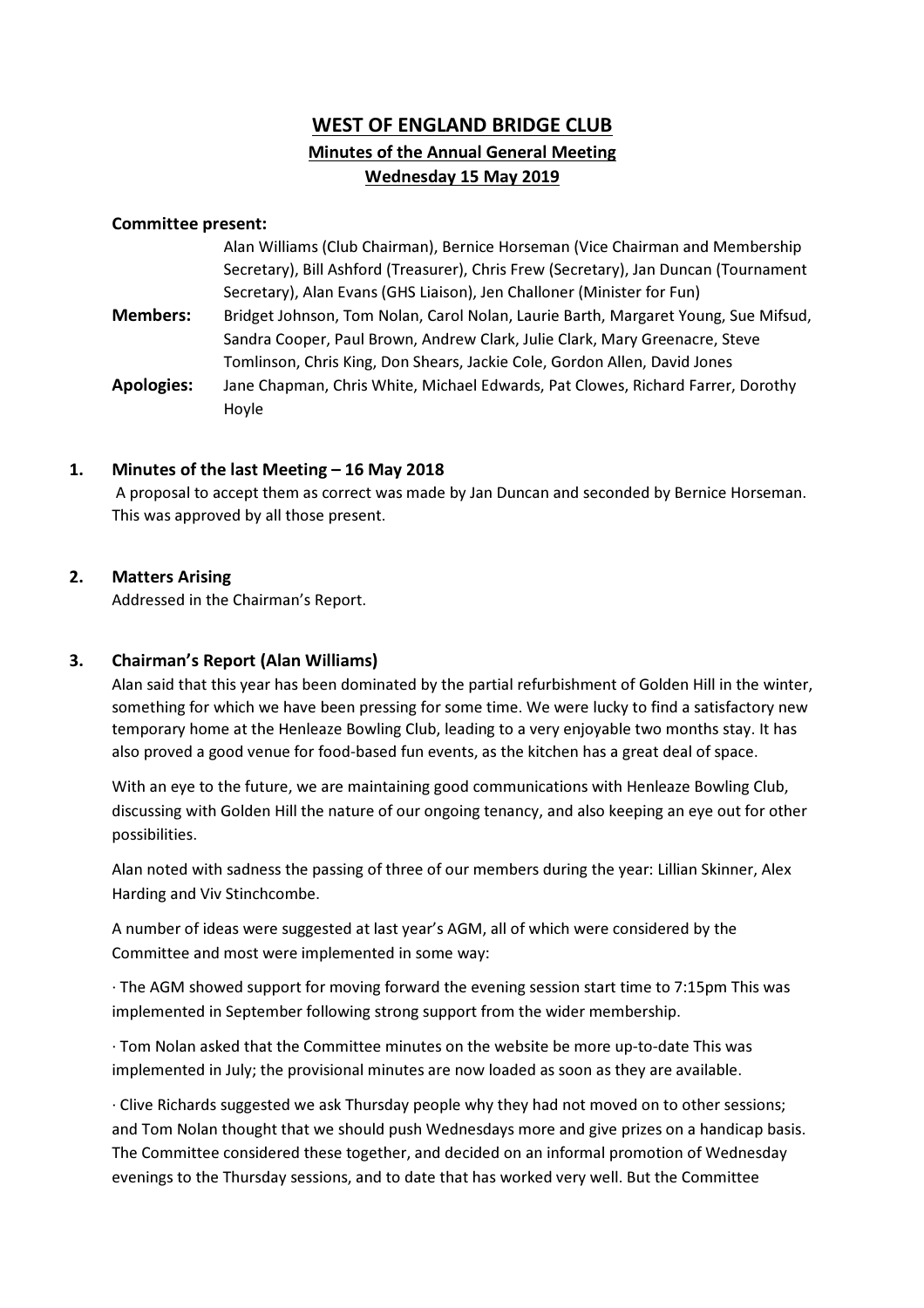# WEST OF ENGLAND BRIDGE CLUB

## Minutes of the Annual General Meeting

## Wednesday 15 May 2019

**Committee present:**
Alan Williams (Club Chairman), Bernice Horseman (Vice Chairman and Membership Secretary), Bill Ashford (Treasurer), Chris Frew (Secretary), Jan Duncan (Tournament Secretary), Alan Evans (GHS Liaison), Jen Challoner (Minister for Fun)

**Members:** Bridget Johnson, Tom Nolan, Carol Nolan, Laurie Barth, Margaret Young, Sue Mifsud, Sandra Cooper, Paul Brown, Andrew Clark, Julie Clark, Mary Greenacre, Steve Tomlinson, Chris King, Don Shears, Jackie Cole, Gordon Allen, David Jones

**Apologies:** Jane Chapman, Chris White, Michael Edwards, Pat Clowes, Richard Farrer, Dorothy Hoyle

### 1. Minutes of the last Meeting – 16 May 2018

A proposal to accept them as correct was made by Jan Duncan and seconded by Bernice Horseman. This was approved by all those present.

### 2. Matters Arising

Addressed in the Chairman's Report.

### 3. Chairman's Report (Alan Williams)

Alan said that this year has been dominated by the partial refurbishment of Golden Hill in the winter, something for which we have been pressing for some time. We were lucky to find a satisfactory new temporary home at the Henleaze Bowling Club, leading to a very enjoyable two months stay. It has also proved a good venue for food-based fun events, as the kitchen has a great deal of space.

With an eye to the future, we are maintaining good communications with Henleaze Bowling Club, discussing with Golden Hill the nature of our ongoing tenancy, and also keeping an eye out for other possibilities.

Alan noted with sadness the passing of three of our members during the year: Lillian Skinner, Alex Harding and Viv Stinchcombe.

A number of ideas were suggested at last year's AGM, all of which were considered by the Committee and most were implemented in some way:

· The AGM showed support for moving forward the evening session start time to 7:15pm This was implemented in September following strong support from the wider membership.

· Tom Nolan asked that the Committee minutes on the website be more up-to-date This was implemented in July; the provisional minutes are now loaded as soon as they are available.

· Clive Richards suggested we ask Thursday people why they had not moved on to other sessions; and Tom Nolan thought that we should push Wednesdays more and give prizes on a handicap basis. The Committee considered these together, and decided on an informal promotion of Wednesday evenings to the Thursday sessions, and to date that has worked very well. But the Committee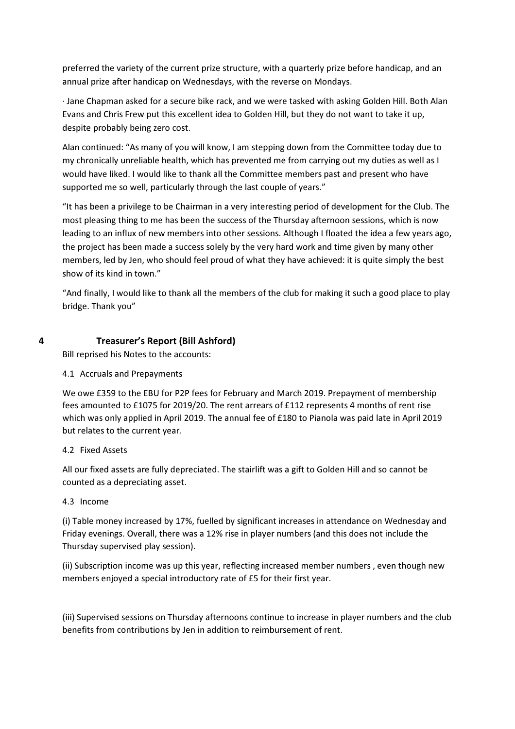preferred the variety of the current prize structure, with a quarterly prize before handicap, and an annual prize after handicap on Wednesdays, with the reverse on Mondays.

· Jane Chapman asked for a secure bike rack, and we were tasked with asking Golden Hill. Both Alan Evans and Chris Frew put this excellent idea to Golden Hill, but they do not want to take it up, despite probably being zero cost.

Alan continued: "As many of you will know, I am stepping down from the Committee today due to my chronically unreliable health, which has prevented me from carrying out my duties as well as I would have liked. I would like to thank all the Committee members past and present who have supported me so well, particularly through the last couple of years."

"It has been a privilege to be Chairman in a very interesting period of development for the Club. The most pleasing thing to me has been the success of the Thursday afternoon sessions, which is now leading to an influx of new members into other sessions. Although I floated the idea a few years ago, the project has been made a success solely by the very hard work and time given by many other members, led by Jen, who should feel proud of what they have achieved: it is quite simply the best show of its kind in town."

"And finally, I would like to thank all the members of the club for making it such a good place to play bridge. Thank you"

## 4 Treasurer's Report (Bill Ashford)

Bill reprised his Notes to the accounts:

4.1 Accruals and Prepayments

We owe £359 to the EBU for P2P fees for February and March 2019. Prepayment of membership fees amounted to £1075 for 2019/20. The rent arrears of £112 represents 4 months of rent rise which was only applied in April 2019. The annual fee of £180 to Pianola was paid late in April 2019 but relates to the current year.

4.2 Fixed Assets

All our fixed assets are fully depreciated. The stairlift was a gift to Golden Hill and so cannot be counted as a depreciating asset.

4.3 Income

(i) Table money increased by 17%, fuelled by significant increases in attendance on Wednesday and Friday evenings. Overall, there was a 12% rise in player numbers (and this does not include the Thursday supervised play session).

(ii) Subscription income was up this year, reflecting increased member numbers , even though new members enjoyed a special introductory rate of £5 for their first year.

(iii) Supervised sessions on Thursday afternoons continue to increase in player numbers and the club benefits from contributions by Jen in addition to reimbursement of rent.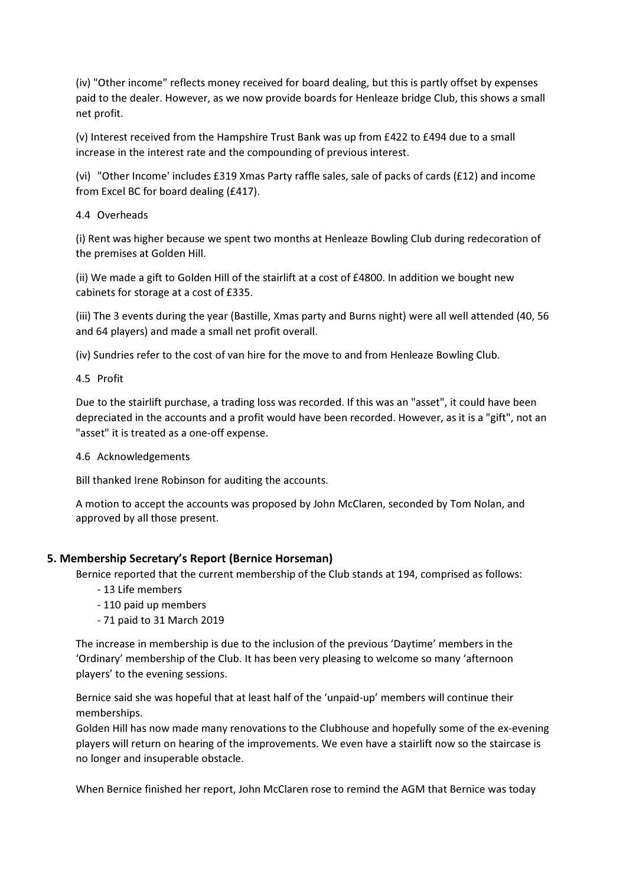(iv) "Other income" reflects money received for board dealing, but this is partly offset by expenses paid to the dealer. However, as we now provide boards for Henleaze bridge Club, this shows a small net profit.

(v) Interest received from the Hampshire Trust Bank was up from £422 to £494 due to a small increase in the interest rate and the compounding of previous interest.

(vi) "Other Income' includes £319 Xmas Party raffle sales, sale of packs of cards (£12) and income from Excel BC for board dealing (£417).

4.4 Overheads

(i) Rent was higher because we spent two months at Henleaze Bowling Club during redecoration of the premises at Golden Hill.

(ii) We made a gift to Golden Hill of the stairlift at a cost of £4800. In addition we bought new cabinets for storage at a cost of £335.

(iii) The 3 events during the year (Bastille, Xmas party and Burns night) were all well attended (40, 56 and 64 players) and made a small net profit overall.

(iv) Sundries refer to the cost of van hire for the move to and from Henleaze Bowling Club.

4.5 Profit

Due to the stairlift purchase, a trading loss was recorded. If this was an "asset", it could have been depreciated in the accounts and a profit would have been recorded. However, as it is a "gift", not an "asset" it is treated as a one-off expense.

4.6 Acknowledgements

Bill thanked Irene Robinson for auditing the accounts.

A motion to accept the accounts was proposed by John McClaren, seconded by Tom Nolan, and approved by all those present.

### 5. Membership Secretary's Report (Bernice Horseman)

Bernice reported that the current membership of the Club stands at 194, comprised as follows:

- 13 Life members
- 110 paid up members
- 71 paid to 31 March 2019

The increase in membership is due to the inclusion of the previous 'Daytime' members in the 'Ordinary' membership of the Club. It has been very pleasing to welcome so many 'afternoon players' to the evening sessions.

Bernice said she was hopeful that at least half of the 'unpaid-up' members will continue their memberships.

Golden Hill has now made many renovations to the Clubhouse and hopefully some of the ex-evening players will return on hearing of the improvements. We even have a stairlift now so the staircase is no longer and insuperable obstacle.

When Bernice finished her report, John McClaren rose to remind the AGM that Bernice was today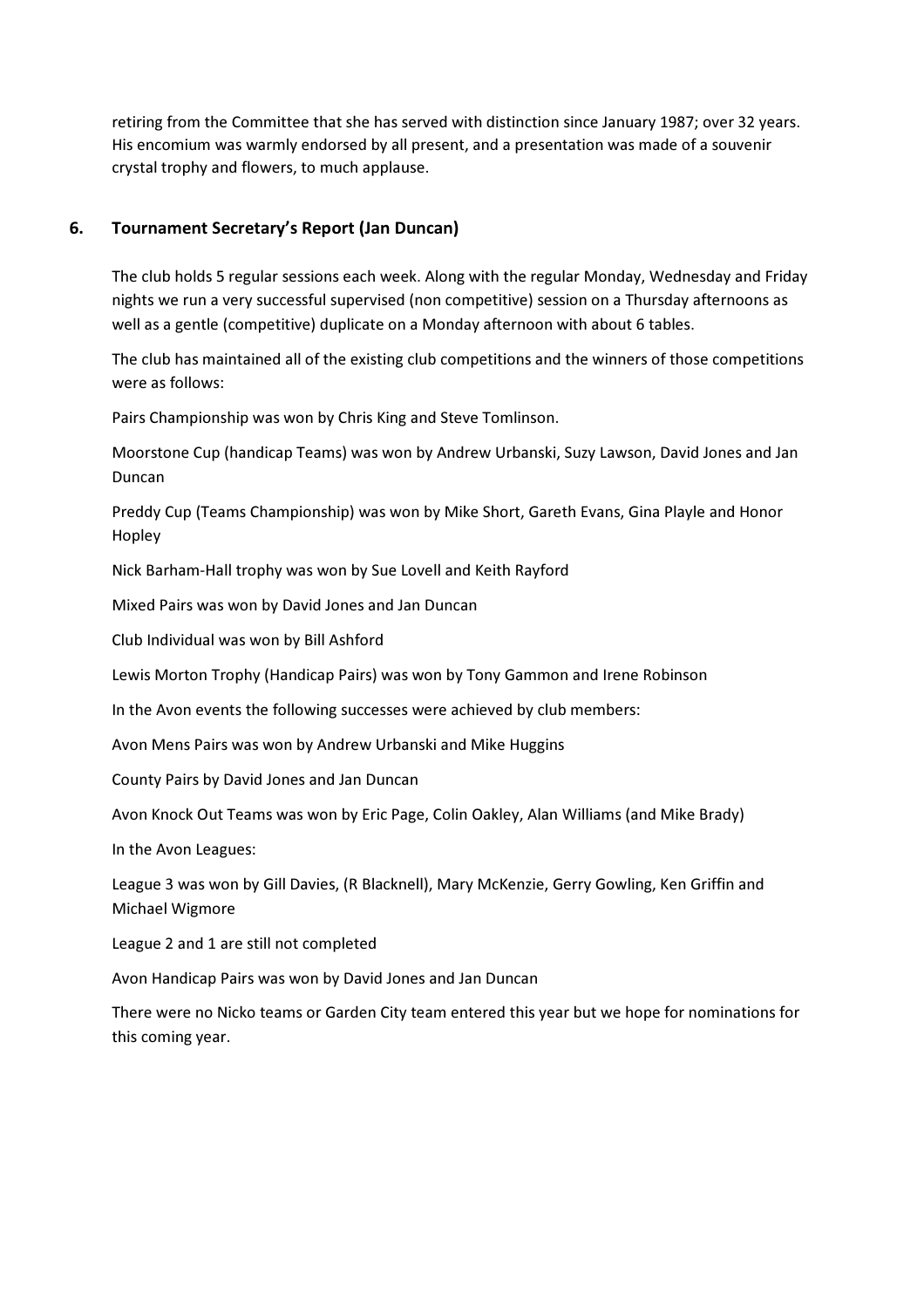retiring from the Committee that she has served with distinction since January 1987; over 32 years. His encomium was warmly endorsed by all present, and a presentation was made of a souvenir crystal trophy and flowers, to much applause.

## 6. Tournament Secretary's Report (Jan Duncan)

The club holds 5 regular sessions each week. Along with the regular Monday, Wednesday and Friday nights we run a very successful supervised (non competitive) session on a Thursday afternoons as well as a gentle (competitive) duplicate on a Monday afternoon with about 6 tables.

The club has maintained all of the existing club competitions and the winners of those competitions were as follows:

Pairs Championship was won by Chris King and Steve Tomlinson.

Moorstone Cup (handicap Teams) was won by Andrew Urbanski, Suzy Lawson, David Jones and Jan Duncan

Preddy Cup (Teams Championship) was won by Mike Short, Gareth Evans, Gina Playle and Honor Hopley

Nick Barham-Hall trophy was won by Sue Lovell and Keith Rayford

Mixed Pairs was won by David Jones and Jan Duncan

Club Individual was won by Bill Ashford

Lewis Morton Trophy (Handicap Pairs) was won by Tony Gammon and Irene Robinson

In the Avon events the following successes were achieved by club members:

Avon Mens Pairs was won by Andrew Urbanski and Mike Huggins

County Pairs by David Jones and Jan Duncan

Avon Knock Out Teams was won by Eric Page, Colin Oakley, Alan Williams (and Mike Brady)

In the Avon Leagues:

League 3 was won by Gill Davies, (R Blacknell), Mary McKenzie, Gerry Gowling, Ken Griffin and Michael Wigmore

League 2 and 1 are still not completed

Avon Handicap Pairs was won by David Jones and Jan Duncan

There were no Nicko teams or Garden City team entered this year but we hope for nominations for this coming year.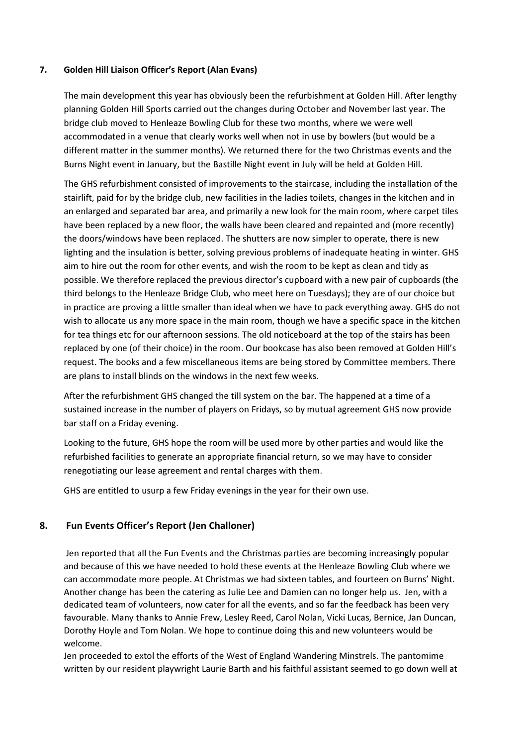## 7. Golden Hill Liaison Officer's Report (Alan Evans)

The main development this year has obviously been the refurbishment at Golden Hill. After lengthy planning Golden Hill Sports carried out the changes during October and November last year. The bridge club moved to Henleaze Bowling Club for these two months, where we were well accommodated in a venue that clearly works well when not in use by bowlers (but would be a different matter in the summer months). We returned there for the two Christmas events and the Burns Night event in January, but the Bastille Night event in July will be held at Golden Hill.

The GHS refurbishment consisted of improvements to the staircase, including the installation of the stairlift, paid for by the bridge club, new facilities in the ladies toilets, changes in the kitchen and in an enlarged and separated bar area, and primarily a new look for the main room, where carpet tiles have been replaced by a new floor, the walls have been cleared and repainted and (more recently) the doors/windows have been replaced. The shutters are now simpler to operate, there is new lighting and the insulation is better, solving previous problems of inadequate heating in winter. GHS aim to hire out the room for other events, and wish the room to be kept as clean and tidy as possible. We therefore replaced the previous director's cupboard with a new pair of cupboards (the third belongs to the Henleaze Bridge Club, who meet here on Tuesdays); they are of our choice but in practice are proving a little smaller than ideal when we have to pack everything away. GHS do not wish to allocate us any more space in the main room, though we have a specific space in the kitchen for tea things etc for our afternoon sessions. The old noticeboard at the top of the stairs has been replaced by one (of their choice) in the room. Our bookcase has also been removed at Golden Hill's request. The books and a few miscellaneous items are being stored by Committee members. There are plans to install blinds on the windows in the next few weeks.

After the refurbishment GHS changed the till system on the bar. The happened at a time of a sustained increase in the number of players on Fridays, so by mutual agreement GHS now provide bar staff on a Friday evening.

Looking to the future, GHS hope the room will be used more by other parties and would like the refurbished facilities to generate an appropriate financial return, so we may have to consider renegotiating our lease agreement and rental charges with them.

GHS are entitled to usurp a few Friday evenings in the year for their own use.

## 8. Fun Events Officer's Report (Jen Challoner)

Jen reported that all the Fun Events and the Christmas parties are becoming increasingly popular and because of this we have needed to hold these events at the Henleaze Bowling Club where we can accommodate more people. At Christmas we had sixteen tables, and fourteen on Burns' Night. Another change has been the catering as Julie Lee and Damien can no longer help us. Jen, with a dedicated team of volunteers, now cater for all the events, and so far the feedback has been very favourable. Many thanks to Annie Frew, Lesley Reed, Carol Nolan, Vicki Lucas, Bernice, Jan Duncan, Dorothy Hoyle and Tom Nolan. We hope to continue doing this and new volunteers would be welcome.

Jen proceeded to extol the efforts of the West of England Wandering Minstrels. The pantomime written by our resident playwright Laurie Barth and his faithful assistant seemed to go down well at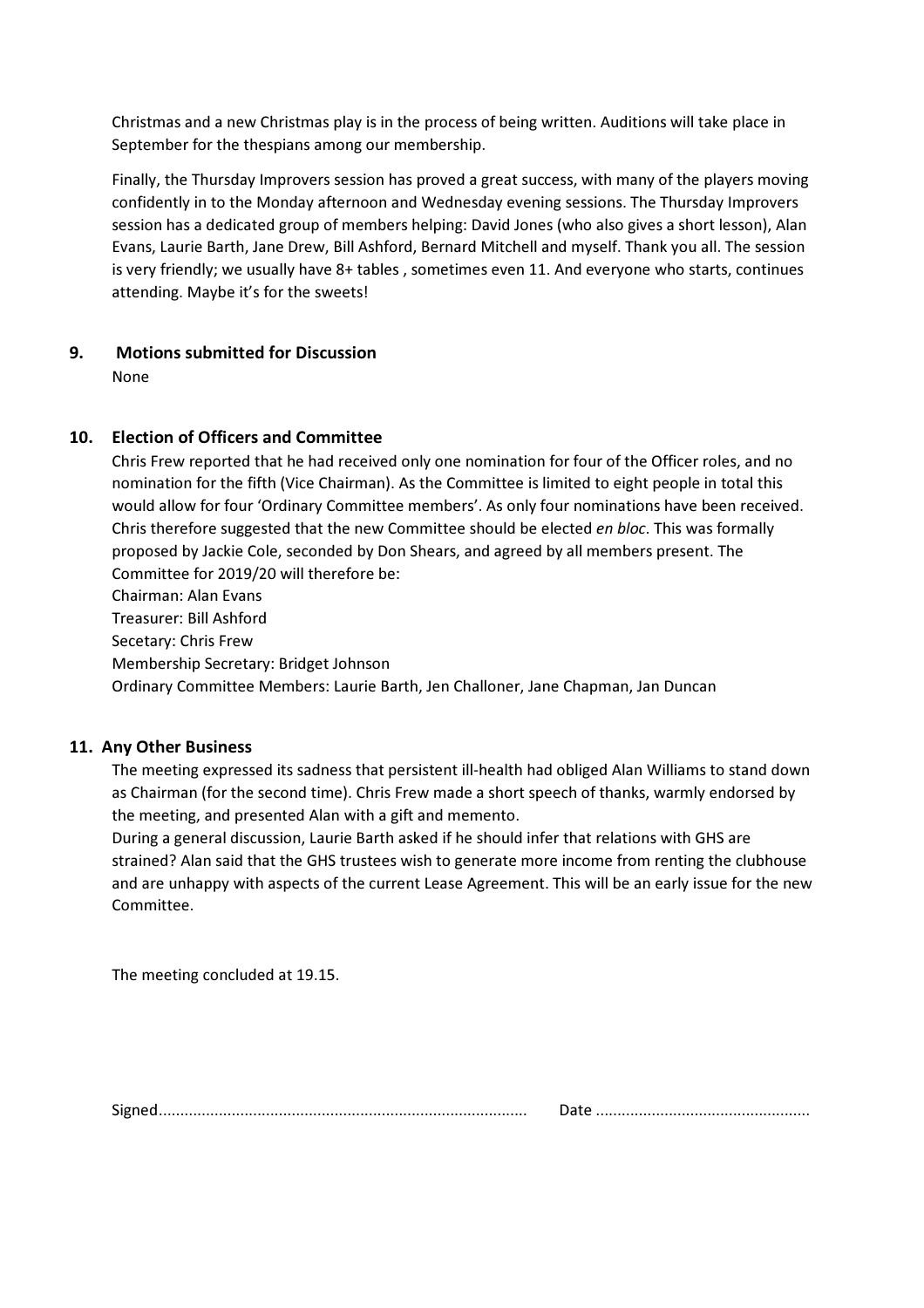Christmas and a new Christmas play is in the process of being written. Auditions will take place in September for the thespians among our membership.

Finally, the Thursday Improvers session has proved a great success, with many of the players moving confidently in to the Monday afternoon and Wednesday evening sessions. The Thursday Improvers session has a dedicated group of members helping: David Jones (who also gives a short lesson), Alan Evans, Laurie Barth, Jane Drew, Bill Ashford, Bernard Mitchell and myself. Thank you all. The session is very friendly; we usually have 8+ tables , sometimes even 11. And everyone who starts, continues attending. Maybe it's for the sweets!

## 9. Motions submitted for Discussion

None

## 10. Election of Officers and Committee

Chris Frew reported that he had received only one nomination for four of the Officer roles, and no nomination for the fifth (Vice Chairman). As the Committee is limited to eight people in total this would allow for four 'Ordinary Committee members'. As only four nominations have been received. Chris therefore suggested that the new Committee should be elected *en bloc*. This was formally proposed by Jackie Cole, seconded by Don Shears, and agreed by all members present. The Committee for 2019/20 will therefore be:

Chairman: Alan Evans
Treasurer: Bill Ashford
Secetary: Chris Frew
Membership Secretary: Bridget Johnson
Ordinary Committee Members: Laurie Barth, Jen Challoner, Jane Chapman, Jan Duncan

## 11. Any Other Business

The meeting expressed its sadness that persistent ill-health had obliged Alan Williams to stand down as Chairman (for the second time). Chris Frew made a short speech of thanks, warmly endorsed by the meeting, and presented Alan with a gift and memento.

During a general discussion, Laurie Barth asked if he should infer that relations with GHS are strained? Alan said that the GHS trustees wish to generate more income from renting the clubhouse and are unhappy with aspects of the current Lease Agreement. This will be an early issue for the new Committee.

The meeting concluded at 19.15.

Signed..................................................................................... Date .................................................